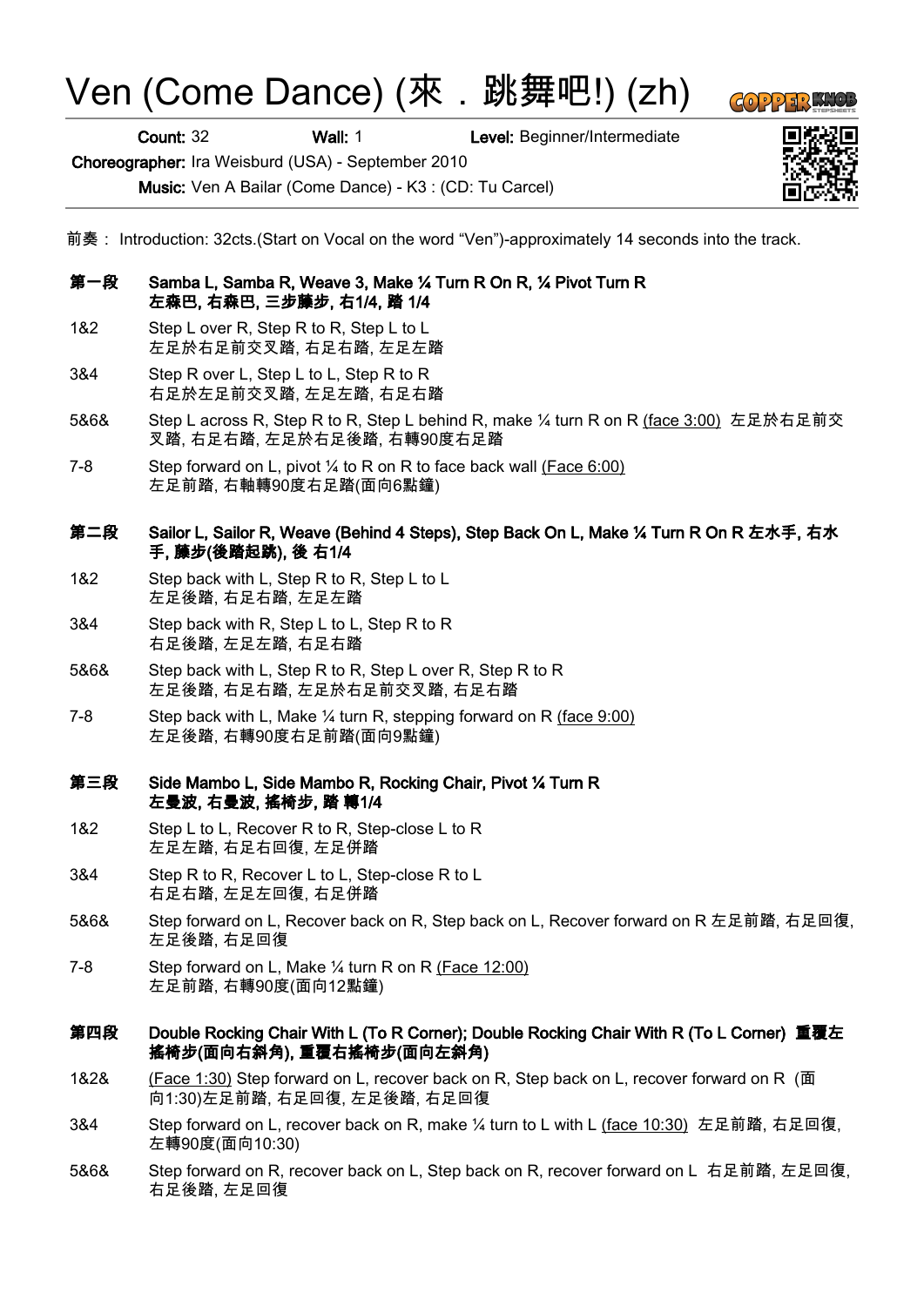# Ven (Come Dance) (來．跳舞吧!) (zh)

**Count:** 32 **Wall:** 1 **Level:** Beginner/Intermediate

**Choreographer:** Ira Weisburd (USA) - September 2010

**Music:** Ven A Bailar (Come Dance) - K3 : (CD: Tu Carcel)

前奏： Introduction: 32cts.(Start on Vocal on the word "Ven")-approximately 14 seconds into the track.

**第一段 Samba L, Samba R, Weave 3, Make ¼ Turn R On R, ¼ Pivot Turn R**
**左森巴, 右森巴, 三步籐步, 右1/4, 踏 1/4**

| | |
|---|---|
| 1&2 | Step L over R, Step R to R, Step L to L<br>左足於右足前交叉踏, 右足右踏, 左足左踏 |
| 3&4 | Step R over L, Step L to L, Step R to R<br>右足於左足前交叉踏, 左足左踏, 右足右踏 |
| 5&6& | Step L across R, Step R to R, Step L behind R, make ¼ turn R on R (face 3:00) 左足於右足前交叉踏, 右足右踏, 左足於右足後踏, 右轉90度右足踏 |
| 7-8 | Step forward on L, pivot ¼ to R on R to face back wall (Face 6:00)<br>左足前踏, 右軸轉90度右足踏(面向6點鐘) |

**第二段 Sailor L, Sailor R, Weave (Behind 4 Steps), Step Back On L, Make ¼ Turn R On R 左水手, 右水手, 籐步(後踏起跳), 後 右1/4**

| | |
|---|---|
| 1&2 | Step back with L, Step R to R, Step L to L<br>左足後踏, 右足右踏, 左足左踏 |
| 3&4 | Step back with R, Step L to L, Step R to R<br>右足後踏, 左足左踏, 右足右踏 |
| 5&6& | Step back with L, Step R to R, Step L over R, Step R to R<br>左足後踏, 右足右踏, 左足於右足前交叉踏, 右足右踏 |
| 7-8 | Step back with L, Make ¼ turn R, stepping forward on R (face 9:00)<br>左足後踏, 右轉90度右足前踏(面向9點鐘) |

**第三段 Side Mambo L, Side Mambo R, Rocking Chair, Pivot ¼ Turn R**
**左曼波, 右曼波, 搖椅步, 踏 轉1/4**

| | |
|---|---|
| 1&2 | Step L to L, Recover R to R, Step-close L to R<br>左足左踏, 右足右回復, 左足併踏 |
| 3&4 | Step R to R, Recover L to L, Step-close R to L<br>右足右踏, 左足左回復, 右足併踏 |
| 5&6& | Step forward on L, Recover back on R, Step back on L, Recover forward on R 左足前踏, 右足回復, 左足後踏, 右足回復 |
| 7-8 | Step forward on L, Make ¼ turn R on R (Face 12:00)<br>左足前踏, 右轉90度(面向12點鐘) |

**第四段 Double Rocking Chair With L (To R Corner); Double Rocking Chair With R (To L Corner) 重覆左搖椅步(面向右斜角), 重覆右搖椅步(面向左斜角)**

| | |
|---|---|
| 1&2& | (Face 1:30) Step forward on L, recover back on R, Step back on L, recover forward on R (面向1:30)左足前踏, 右足回復, 左足後踏, 右足回復 |
| 3&4 | Step forward on L, recover back on R, make ¼ turn to L with L (face 10:30) 左足前踏, 右足回復, 左轉90度(面向10:30) |
| 5&6& | Step forward on R, recover back on L, Step back on R, recover forward on L 右足前踏, 左足回復, 右足後踏, 左足回復 |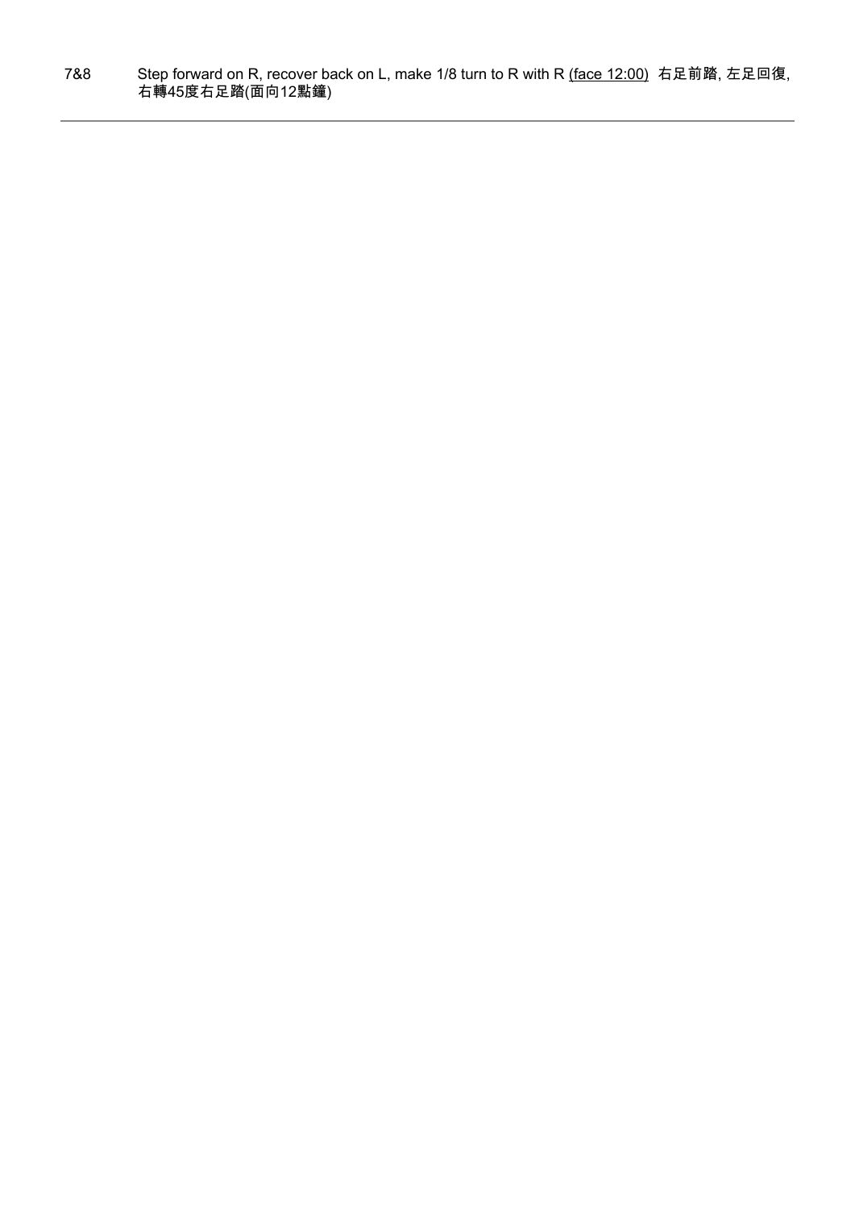| | |
|---|---|
| 7&8 | Step forward on R, recover back on L, make 1/8 turn to R with R <u>(face 12:00)</u> 右足前踏, 左足回復, 右轉45度右足踏(面向12點鐘) |

---